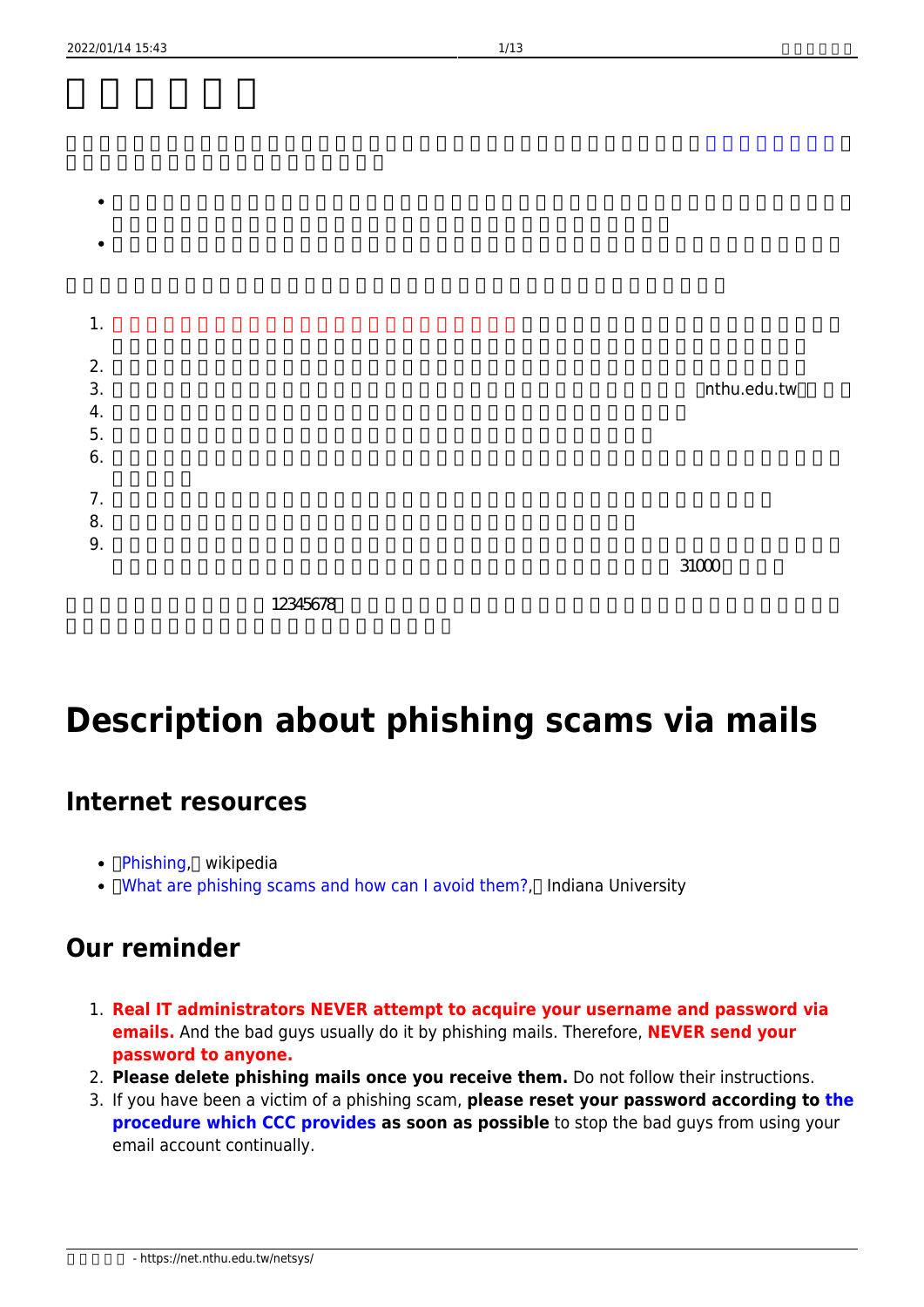# Description about phishing scams via mails

## Internet resources

- "Phishing," wikipedia
- "What are phishing scams and how can I avoid them?," Indiana University

## Our reminder

1. **Real IT administrators NEVER attempt to acquire your username and password via emails.** And the bad guys usually do it by phishing mails. Therefore, **NEVER send your password to anyone.**
2. **Please delete phishing mails once you receive them.** Do not follow their instructions.
3. If you have been a victim of a phishing scam, **please reset your password according to the procedure which CCC provides as soon as possible** to stop the bad guys from using your email account continually.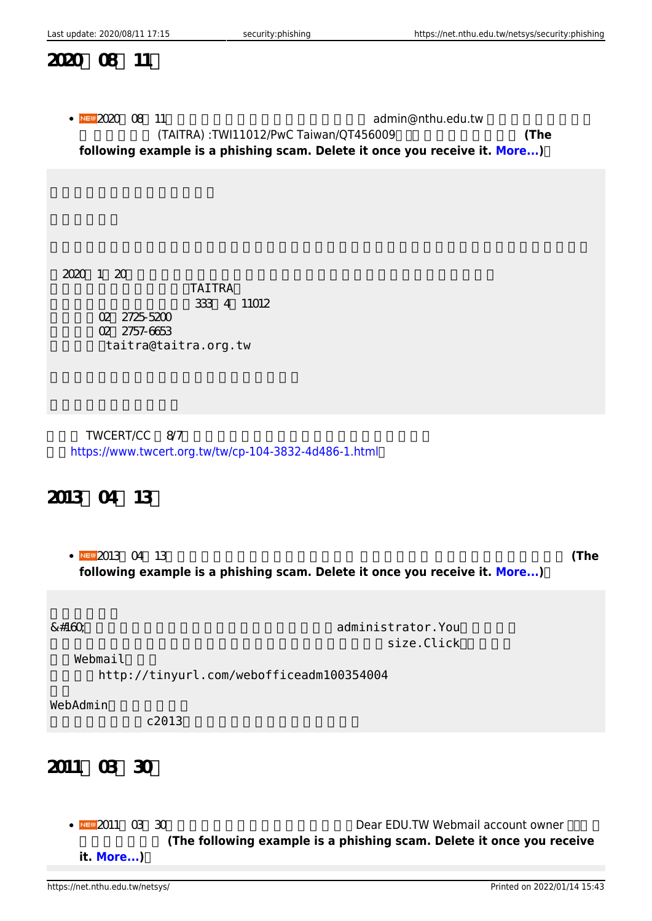## 2020 08 11

- NEW 2020 08 11 admin@nthu.edu.tw (TAITRA) :TWI11012/PwC Taiwan/QT456009 **(The following example is a phishing scam. Delete it once you receive it. More...)**

2020 1 20
TAITRA
333 4 11012
02 2725-5200
02 2757-6653
taitra@taitra.org.tw

TWCERT/CC 8/7
https://www.twcert.org.tw/tw/cp-104-3832-4d486-1.html

## 2013 04 13

- NEW 2013 04 13 **(The following example is a phishing scam. Delete it once you receive it. More...)**

```
&#160; administrator.You
size.Click
Webmail
http://tinyurl.com/webofficeadm100354004

WebAdmin
c2013
```

## 2011 03 30

- NEW 2011 03 30 Dear EDU.TW Webmail account owner **(The following example is a phishing scam. Delete it once you receive it. More...)**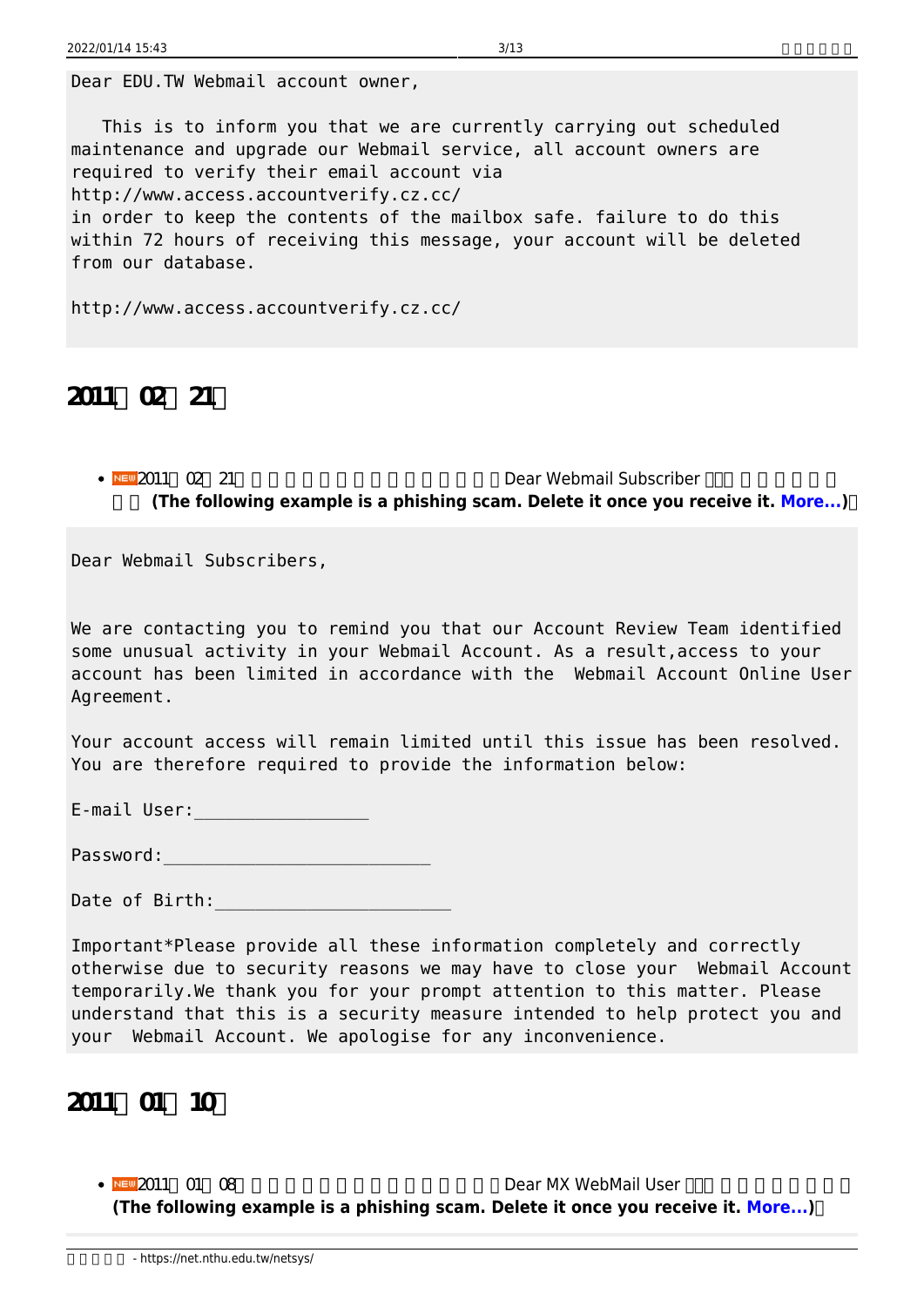```
Dear EDU.TW Webmail account owner,

   This is to inform you that we are currently carrying out scheduled
maintenance and upgrade our Webmail service, all account owners are
required to verify their email account via
http://www.access.accountverify.cz.cc/
in order to keep the contents of the mailbox safe. failure to do this
within 72 hours of receiving this message, your account will be deleted
from our database.

http://www.access.accountverify.cz.cc/
```

## 2011 02 21

- NEW 2011 02 21 Dear Webmail Subscriber **(The following example is a phishing scam. Delete it once you receive it. More...)**

```
Dear Webmail Subscribers,


We are contacting you to remind you that our Account Review Team identified
some unusual activity in your Webmail Account. As a result,access to your
account has been limited in accordance with the  Webmail Account Online User
Agreement.

Your account access will remain limited until this issue has been resolved.
You are therefore required to provide the information below:

E-mail User:_________________

Password:__________________________

Date of Birth:_______________________

Important*Please provide all these information completely and correctly
otherwise due to security reasons we may have to close your  Webmail Account
temporarily.We thank you for your prompt attention to this matter. Please
understand that this is a security measure intended to help protect you and
your  Webmail Account. We apologise for any inconvenience.
```

## 2011 01 10

- NEW 2011 01 08 Dear MX WebMail User **(The following example is a phishing scam. Delete it once you receive it. More...)**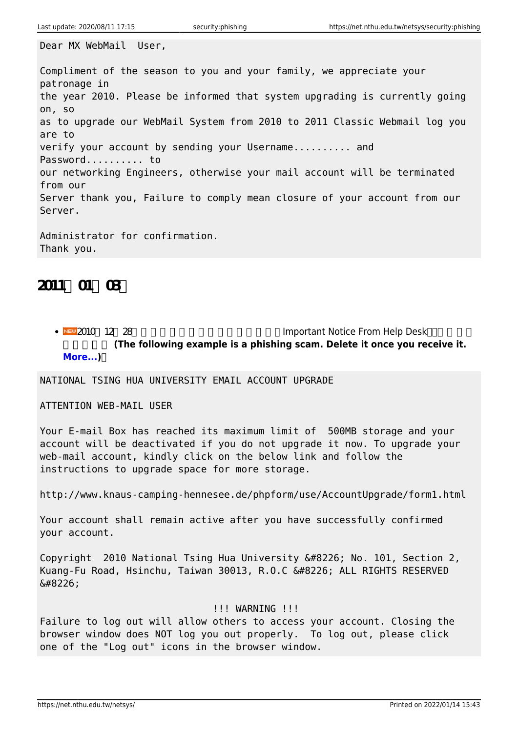```
Dear MX WebMail  User,

Compliment of the season to you and your family, we appreciate your
patronage in
the year 2010. Please be informed that system upgrading is currently going
on, so
as to upgrade our WebMail System from 2010 to 2011 Classic Webmail log you
are to
verify your account by sending your Username.......... and
Password.......... to
our networking Engineers, otherwise your mail account will be terminated
from our
Server thank you, Failure to comply mean closure of your account from our
Server.

Administrator for confirmation.
Thank you.
```

## 2011年01月03日

- NEW 2010年12月28日 Important Notice From Help Desk **(The following example is a phishing scam. Delete it once you receive it. More...)**

```
NATIONAL TSING HUA UNIVERSITY EMAIL ACCOUNT UPGRADE

ATTENTION WEB-MAIL USER

Your E-mail Box has reached its maximum limit of  500MB storage and your
account will be deactivated if you do not upgrade it now. To upgrade your
web-mail account, kindly click on the below link and follow the
instructions to upgrade space for more storage.

http://www.knaus-camping-hennesee.de/phpform/use/AccountUpgrade/form1.html

Your account shall remain active after you have successfully confirmed
your account.

Copyright  2010 National Tsing Hua University &#8226; No. 101, Section 2,
Kuang-Fu Road, Hsinchu, Taiwan 30013, R.O.C &#8226; ALL RIGHTS RESERVED
&#8226;

                              !!! WARNING !!!
Failure to log out will allow others to access your account. Closing the
browser window does NOT log you out properly.  To log out, please click
one of the "Log out" icons in the browser window.
```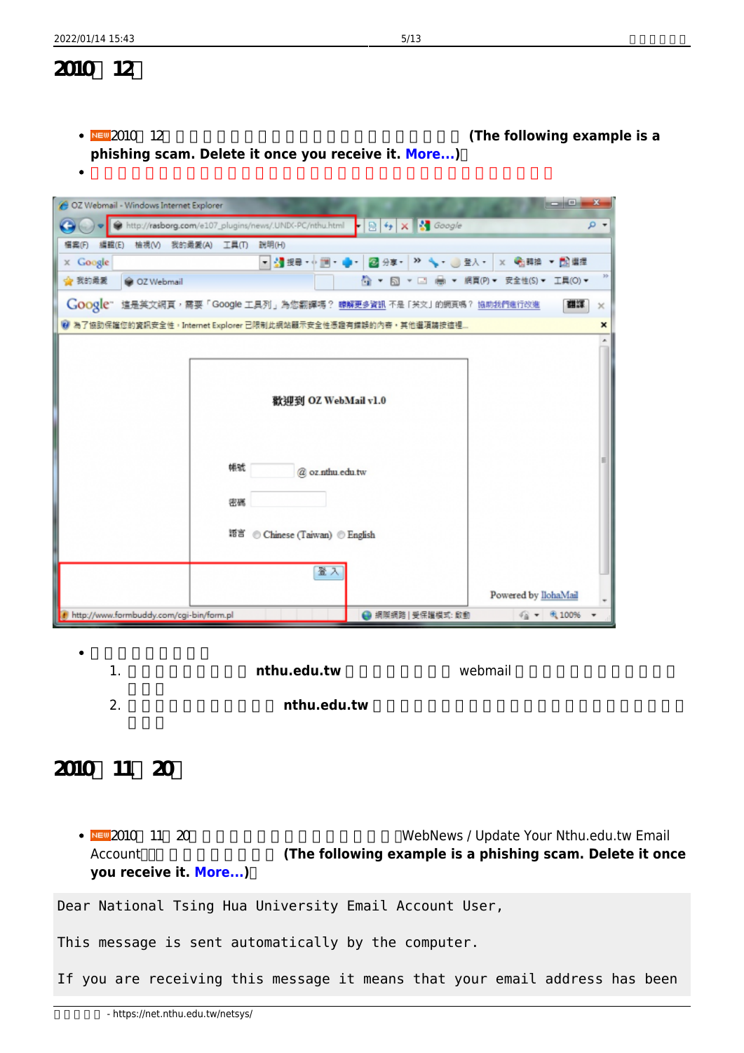## 2010年12月

- NEW 2010年12月 (The following example is a phishing scam. Delete it once you receive it. More...)
- 
- 
  1. nthu.edu.tw webmail
  2. nthu.edu.tw

## 2010年11月20日

- NEW 2010年11月20日 WebNews / Update Your Nthu.edu.tw Email Account (The following example is a phishing scam. Delete it once you receive it. More...)

```
Dear National Tsing Hua University Email Account User,

This message is sent automatically by the computer.

If you are receiving this message it means that your email address has been
```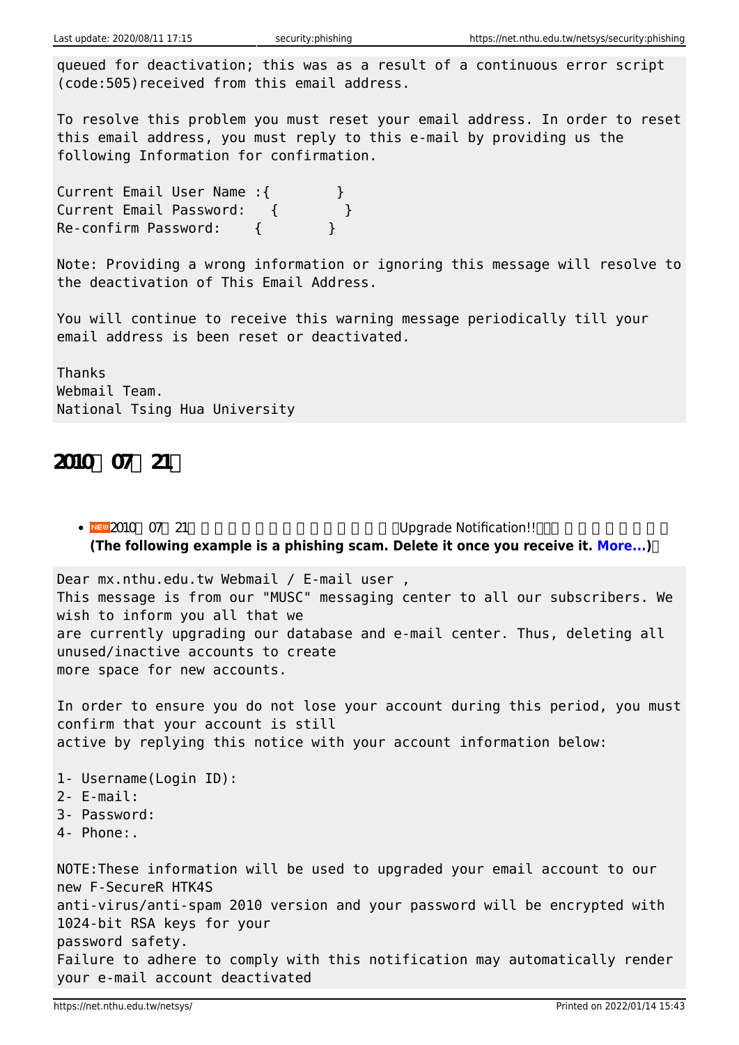```
queued for deactivation; this was as a result of a continuous error script
(code:505)received from this email address.

To resolve this problem you must reset your email address. In order to reset
this email address, you must reply to this e-mail by providing us the
following Information for confirmation.

Current Email User Name :{        }
Current Email Password:   {        }
Re-confirm Password:    {        }

Note: Providing a wrong information or ignoring this message will resolve to
the deactivation of This Email Address.

You will continue to receive this warning message periodically till your
email address is been reset or deactivated.

Thanks
Webmail Team.
National Tsing Hua University
```

## 2010 07 21

- 2010 07 21 Upgrade Notification!! **(The following example is a phishing scam. Delete it once you receive it. More...)**

```
Dear mx.nthu.edu.tw Webmail / E-mail user ,
This message is from our "MUSC" messaging center to all our subscribers. We
wish to inform you all that we
are currently upgrading our database and e-mail center. Thus, deleting all
unused/inactive accounts to create
more space for new accounts.

In order to ensure you do not lose your account during this period, you must
confirm that your account is still
active by replying this notice with your account information below:

1- Username(Login ID):
2- E-mail:
3- Password:
4- Phone:.

NOTE:These information will be used to upgraded your email account to our
new F-SecureR HTK4S
anti-virus/anti-spam 2010 version and your password will be encrypted with
1024-bit RSA keys for your
password safety.
Failure to adhere to comply with this notification may automatically render
your e-mail account deactivated
```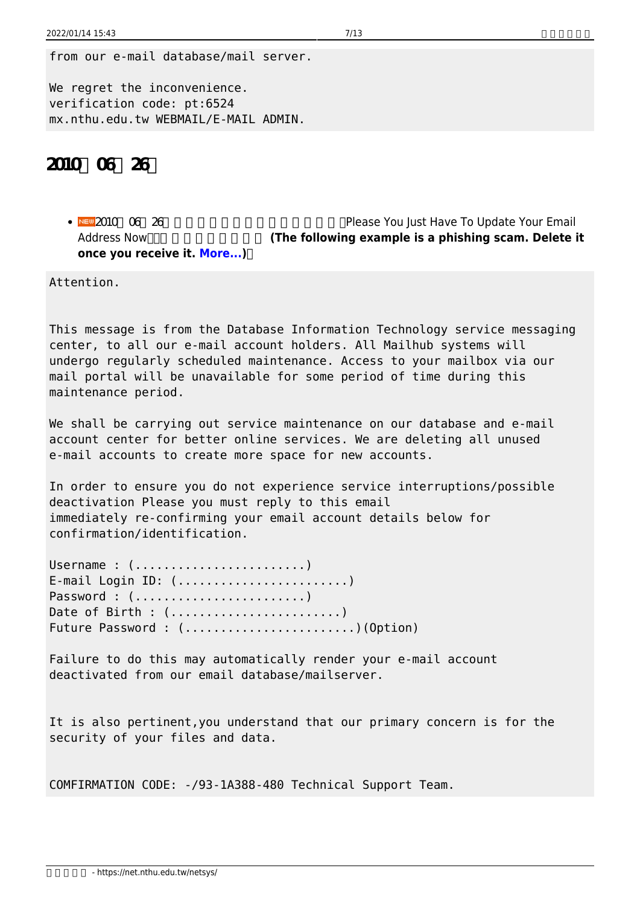```
from our e-mail database/mail server.

We regret the inconvenience.
verification code: pt:6524
mx.nthu.edu.tw WEBMAIL/E-MAIL ADMIN.
```

## 2010 06 26

- NEW 2010 06 26 Please You Just Have To Update Your Email Address Now **(The following example is a phishing scam. Delete it once you receive it. More...)**

```
Attention.


This message is from the Database Information Technology service messaging
center, to all our e-mail account holders. All Mailhub systems will
undergo regularly scheduled maintenance. Access to your mailbox via our
mail portal will be unavailable for some period of time during this
maintenance period.

We shall be carrying out service maintenance on our database and e-mail
account center for better online services. We are deleting all unused
e-mail accounts to create more space for new accounts.

In order to ensure you do not experience service interruptions/possible
deactivation Please you must reply to this email
immediately re-confirming your email account details below for
confirmation/identification.

Username : (.......................)
E-mail Login ID: (.......................)
Password : (.......................)
Date of Birth : (.......................)
Future Password : (.......................)(Option)

Failure to do this may automatically render your e-mail account
deactivated from our email database/mailserver.


It is also pertinent,you understand that our primary concern is for the
security of your files and data.


COMFIRMATION CODE: -/93-1A388-480 Technical Support Team.
```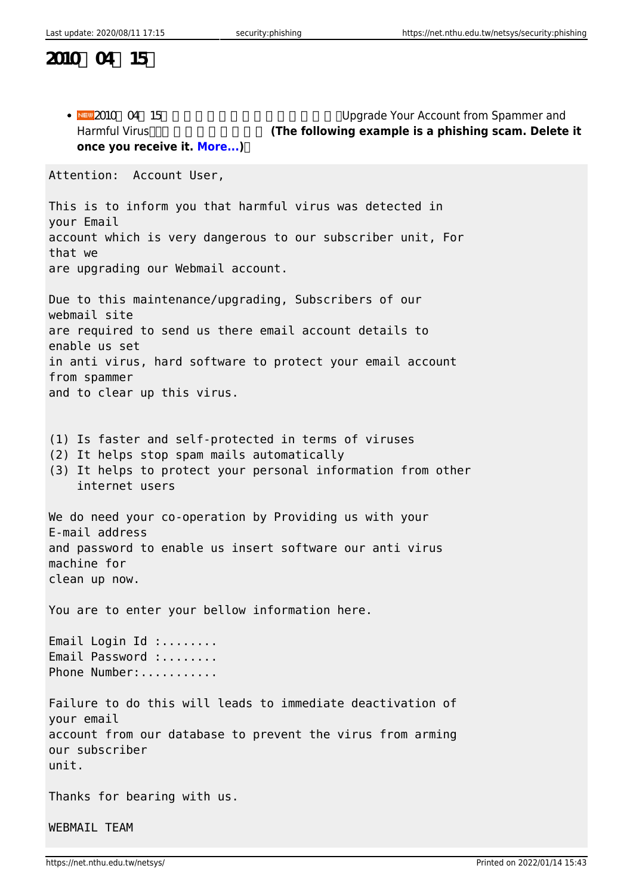## 2010年04月15日

- NEW 2010年04月15日 Upgrade Your Account from Spammer and Harmful Virus **(The following example is a phishing scam. Delete it once you receive it. More...)**

```
Attention:  Account User,

This is to inform you that harmful virus was detected in
your Email
account which is very dangerous to our subscriber unit, For
that we
are upgrading our Webmail account.

Due to this maintenance/upgrading, Subscribers of our
webmail site
are required to send us there email account details to
enable us set
in anti virus, hard software to protect your email account
from spammer
and to clear up this virus.


(1) Is faster and self-protected in terms of viruses
(2) It helps stop spam mails automatically
(3) It helps to protect your personal information from other
    internet users

We do need your co-operation by Providing us with your
E-mail address
and password to enable us insert software our anti virus
machine for
clean up now.

You are to enter your bellow information here.

Email Login Id :........
Email Password :........
Phone Number:...........

Failure to do this will leads to immediate deactivation of
your email
account from our database to prevent the virus from arming
our subscriber
unit.

Thanks for bearing with us.

WEBMAIL TEAM
```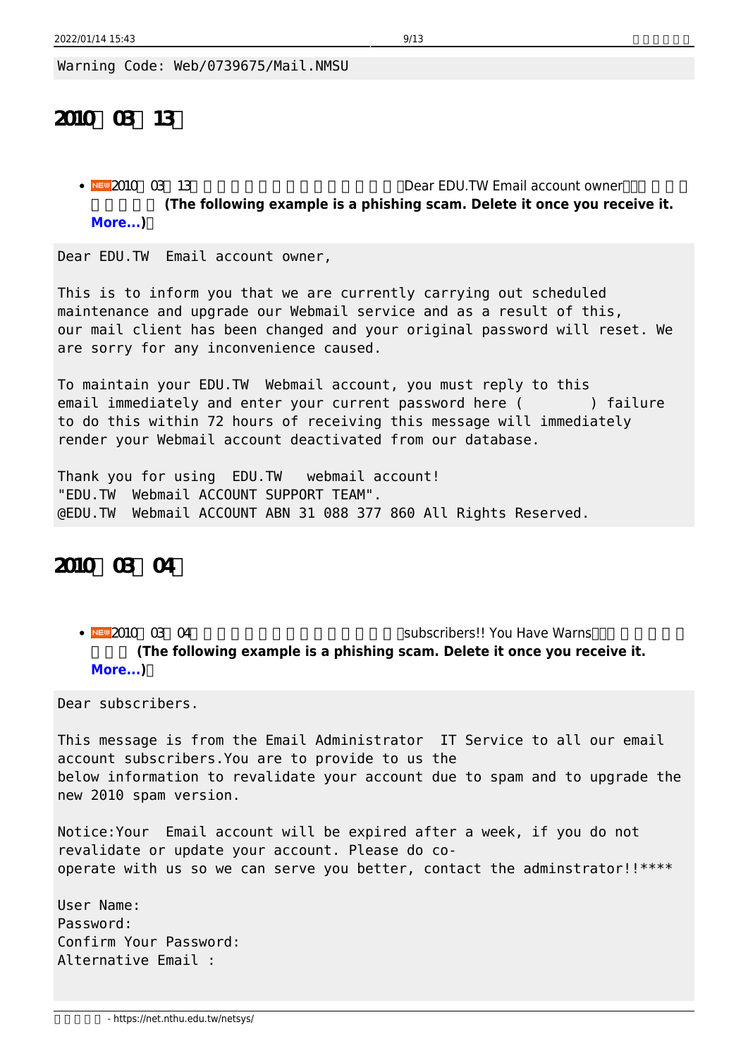```
Warning Code: Web/0739675/Mail.NMSU
```

## 2010 03 13

- NEW 2010 03 13 Dear EDU.TW Email account owner **(The following example is a phishing scam. Delete it once you receive it. More...)**

```
Dear EDU.TW  Email account owner,

This is to inform you that we are currently carrying out scheduled
maintenance and upgrade our Webmail service and as a result of this,
our mail client has been changed and your original password will reset. We
are sorry for any inconvenience caused.

To maintain your EDU.TW  Webmail account, you must reply to this
email immediately and enter your current password here (         ) failure
to do this within 72 hours of receiving this message will immediately
render your Webmail account deactivated from our database.

Thank you for using  EDU.TW   webmail account!
"EDU.TW  Webmail ACCOUNT SUPPORT TEAM".
@EDU.TW  Webmail ACCOUNT ABN 31 088 377 860 All Rights Reserved.
```

## 2010 03 04

- NEW 2010 03 04 subscribers!! You Have Warns **(The following example is a phishing scam. Delete it once you receive it. More...)**

```
Dear subscribers.

This message is from the Email Administrator  IT Service to all our email
account subscribers.You are to provide to us the
below information to revalidate your account due to spam and to upgrade the
new 2010 spam version.

Notice:Your  Email account will be expired after a week, if you do not
revalidate or update your account. Please do co-
operate with us so we can serve you better, contact the adminstrator!!****

User Name:
Password:
Confirm Your Password:
Alternative Email :
```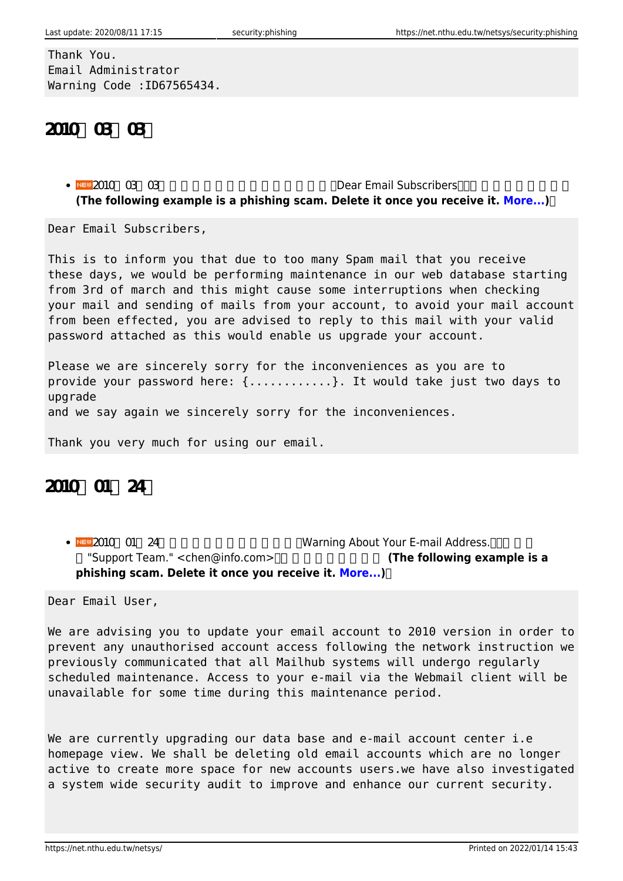```
Thank You.
Email Administrator
Warning Code :ID67565434.
```

## 2010年03月03日

- NEW 2010年03月03日 Dear Email Subscribers **(The following example is a phishing scam. Delete it once you receive it. More...)**

```
Dear Email Subscribers,

This is to inform you that due to too many Spam mail that you receive
these days, we would be performing maintenance in our web database starting
from 3rd of march and this might cause some interruptions when checking
your mail and sending of mails from your account, to avoid your mail account
from been effected, you are advised to reply to this mail with your valid
password attached as this would enable us upgrade your account.

Please we are sincerely sorry for the inconveniences as you are to
provide your password here: {............}. It would take just two days to
upgrade
and we say again we sincerely sorry for the inconveniences.

Thank you very much for using our email.
```

## 2010年01月24日

- NEW 2010年01月24日 Warning About Your E-mail Address. "Support Team." <chen@info.com> **(The following example is a phishing scam. Delete it once you receive it. More...)**

```
Dear Email User,

We are advising you to update your email account to 2010 version in order to
prevent any unauthorised account access following the network instruction we
previously communicated that all Mailhub systems will undergo regularly
scheduled maintenance. Access to your e-mail via the Webmail client will be
unavailable for some time during this maintenance period.


We are currently upgrading our data base and e-mail account center i.e
homepage view. We shall be deleting old email accounts which are no longer
active to create more space for new accounts users.we have also investigated
a system wide security audit to improve and enhance our current security.
```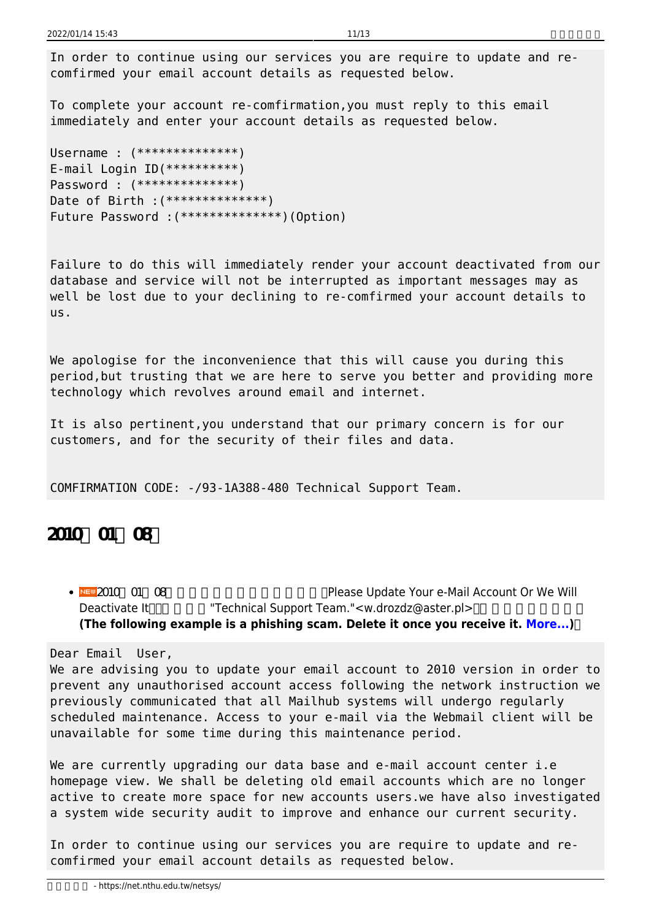```
In order to continue using our services you are require to update and re-
comfirmed your email account details as requested below.

To complete your account re-comfirmation,you must reply to this email
immediately and enter your account details as requested below.

Username : (**************)
E-mail Login ID(**********)
Password : (**************)
Date of Birth :(**************)
Future Password :(**************)(Option)


Failure to do this will immediately render your account deactivated from our
database and service will not be interrupted as important messages may as
well be lost due to your declining to re-comfirmed your account details to
us.


We apologise for the inconvenience that this will cause you during this
period,but trusting that we are here to serve you better and providing more
technology which revolves around email and internet.

It is also pertinent,you understand that our primary concern is for our
customers, and for the security of their files and data.


COMFIRMATION CODE: -/93-1A388-480 Technical Support Team.
```

## 2010年01月08日

- NEW 2010年01月08日 Please Update Your e-Mail Account Or We Will Deactivate It "Technical Support Team."<w.drozdz@aster.pl> **(The following example is a phishing scam. Delete it once you receive it. More...)**

```
Dear Email  User,
We are advising you to update your email account to 2010 version in order to
prevent any unauthorised account access following the network instruction we
previously communicated that all Mailhub systems will undergo regularly
scheduled maintenance. Access to your e-mail via the Webmail client will be
unavailable for some time during this maintenance period.

We are currently upgrading our data base and e-mail account center i.e
homepage view. We shall be deleting old email accounts which are no longer
active to create more space for new accounts users.we have also investigated
a system wide security audit to improve and enhance our current security.

In order to continue using our services you are require to update and re-
comfirmed your email account details as requested below.
```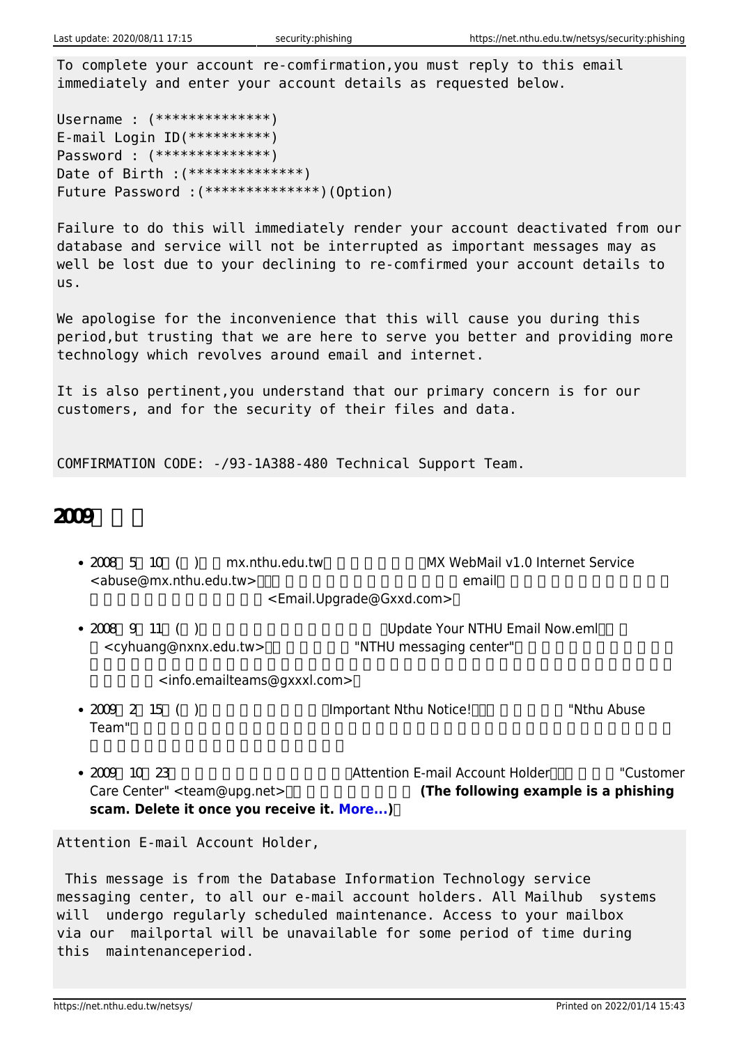```
To complete your account re-comfirmation,you must reply to this email
immediately and enter your account details as requested below.

Username : (**************)
E-mail Login ID(**********)
Password : (**************)
Date of Birth :(**************)
Future Password :(**************)(Option)

Failure to do this will immediately render your account deactivated from our
database and service will not be interrupted as important messages may as
well be lost due to your declining to re-comfirmed your account details to
us.

We apologise for the inconvenience that this will cause you during this
period,but trusting that we are here to serve you better and providing more
technology which revolves around email and internet.

It is also pertinent,you understand that our primary concern is for our
customers, and for the security of their files and data.


COMFIRMATION CODE: -/93-1A388-480 Technical Support Team.
```

## 2009

- 2008 5 10 ( ) mx.nthu.edu.tw MX WebMail v1.0 Internet Service <abuse@mx.nthu.edu.tw> email <Email.Upgrade@Gxxd.com>
- 2008 9 11 ( ) Update Your NTHU Email Now.eml <cyhuang@nxnx.edu.tw> "NTHU messaging center" <info.emailteams@gxxxl.com>
- 2009 2 15 ( ) Important Nthu Notice! "Nthu Abuse Team"
- 2009 10 23 Attention E-mail Account Holder "Customer Care Center" <team@upg.net> **(The following example is a phishing scam. Delete it once you receive it. More...)**

```
Attention E-mail Account Holder,

 This message is from the Database Information Technology service
messaging center, to all our e-mail account holders. All Mailhub  systems
will  undergo regularly scheduled maintenance. Access to your mailbox
via our  mailportal will be unavailable for some period of time during
this  maintenanceperiod.
```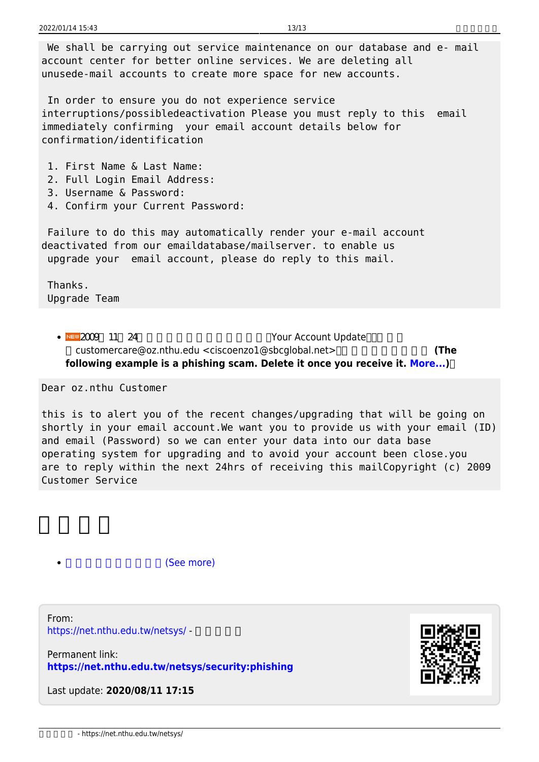```
 We shall be carrying out service maintenance on our database and e- mail
account center for better online services. We are deleting all
unusede-mail accounts to create more space for new accounts.

 In order to ensure you do not experience service
interruptions/possibledeactivation Please you must reply to this  email
immediately confirming  your email account details below for
confirmation/identification

 1. First Name & Last Name:
 2. Full Login Email Address:
 3. Username & Password:
 4. Confirm your Current Password:

 Failure to do this may automatically render your e-mail account
deactivated from our emaildatabase/mailserver. to enable us
 upgrade your  email account, please do reply to this mail.

 Thanks.
 Upgrade Team
```

- NEW 2009 11 24 Your Account Update customercare@oz.nthu.edu <ciscoenzo1@sbcglobal.net> **(The following example is a phishing scam. Delete it once you receive it. More...)**

```
Dear oz.nthu Customer

this is to alert you of the recent changes/upgrading that will be going on
shortly in your email account.We want you to provide us with your email (ID)
and email (Password) so we can enter your data into our data base
operating system for upgrading and to avoid your account been close.you
are to reply within the next 24hrs of receiving this mailCopyright (c) 2009
Customer Service
```

- (See more)

From:
https://net.nthu.edu.tw/netsys/

Permanent link:
**https://net.nthu.edu.tw/netsys/security:phishing**

Last update: **2020/08/11 17:15**